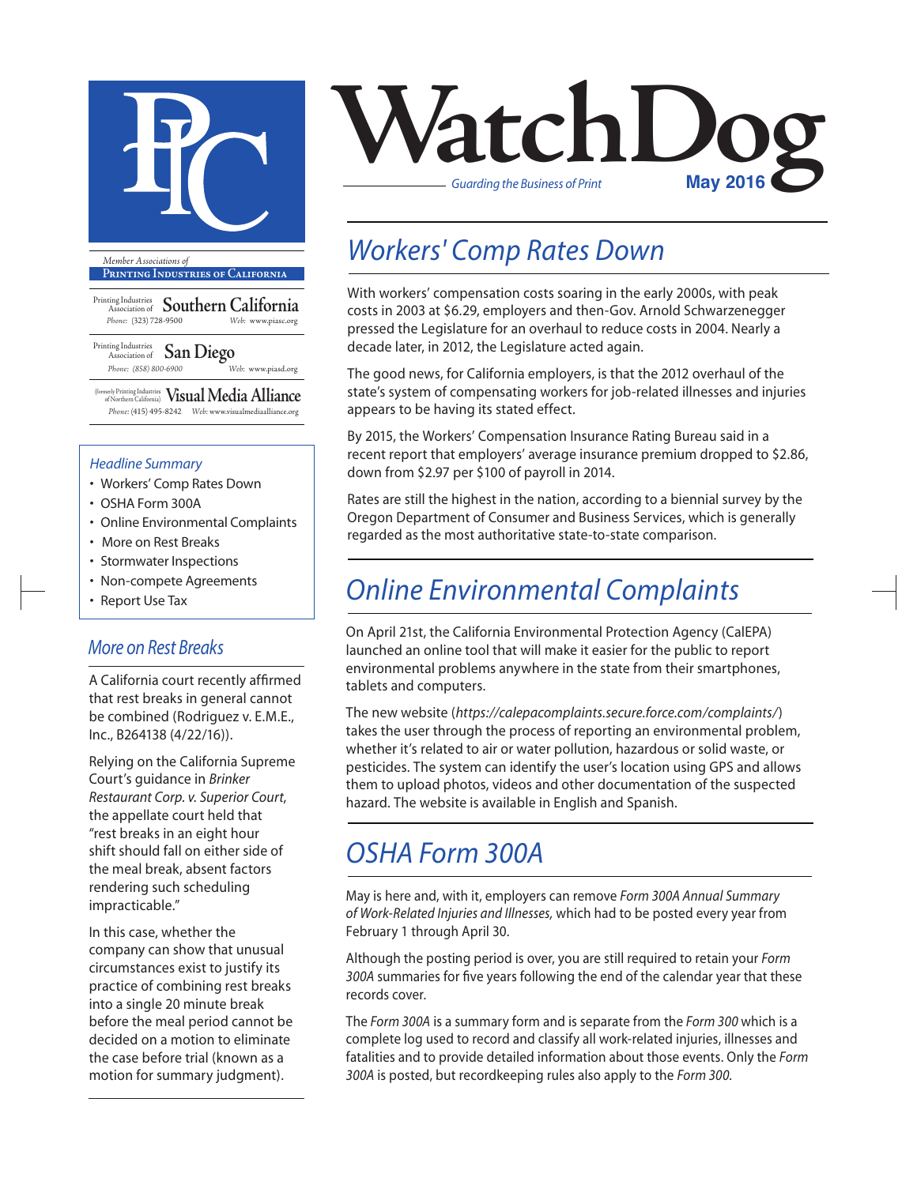# WatchDog

*Guarding the Business of Print* **May 2016**

*Member Associations of*

**Printing Industries of California**

Printing Industries Association of **Southern California**
*Phone:* (323) 728-9500 *Web:* www.piasc.org

Printing Industries Association of **San Diego**
*Phone:* (858) 800-6900 *Web:* www.piasd.org

(formerly Printing Industries of Northern California) **Visual Media Alliance**
*Phone:* (415) 495-8242 *Web:* www.visualmediaalliance.org

## *Headline Summary*

- Workers' Comp Rates Down
- OSHA Form 300A
- Online Environmental Complaints
- More on Rest Breaks
- Stormwater Inspections
- Non-compete Agreements
- Report Use Tax

## *Workers' Comp Rates Down*

With workers' compensation costs soaring in the early 2000s, with peak costs in 2003 at $6.29, employers and then-Gov. Arnold Schwarzenegger pressed the Legislature for an overhaul to reduce costs in 2004. Nearly a decade later, in 2012, the Legislature acted again.

The good news, for California employers, is that the 2012 overhaul of the state's system of compensating workers for job-related illnesses and injuries appears to be having its stated effect.

By 2015, the Workers' Compensation Insurance Rating Bureau said in a recent report that employers' average insurance premium dropped to $2.86, down from $2.97 per $100 of payroll in 2014.

Rates are still the highest in the nation, according to a biennial survey by the Oregon Department of Consumer and Business Services, which is generally regarded as the most authoritative state-to-state comparison.

## *Online Environmental Complaints*

On April 21st, the California Environmental Protection Agency (CalEPA) launched an online tool that will make it easier for the public to report environmental problems anywhere in the state from their smartphones, tablets and computers.

The new website (*https://calepacomplaints.secure.force.com/complaints/*) takes the user through the process of reporting an environmental problem, whether it's related to air or water pollution, hazardous or solid waste, or pesticides. The system can identify the user's location using GPS and allows them to upload photos, videos and other documentation of the suspected hazard. The website is available in English and Spanish.

## *OSHA Form 300A*

May is here and, with it, employers can remove *Form 300A Annual Summary of Work-Related Injuries and Illnesses,* which had to be posted every year from February 1 through April 30.

Although the posting period is over, you are still required to retain your *Form 300A* summaries for five years following the end of the calendar year that these records cover.

The *Form 300A* is a summary form and is separate from the *Form 300* which is a complete log used to record and classify all work-related injuries, illnesses and fatalities and to provide detailed information about those events. Only the *Form 300A* is posted, but recordkeeping rules also apply to the *Form 300.*

## *More on Rest Breaks*

A California court recently affirmed that rest breaks in general cannot be combined (Rodriguez v. E.M.E., Inc., B264138 (4/22/16)).

Relying on the California Supreme Court's guidance in *Brinker Restaurant Corp. v. Superior Court*, the appellate court held that "rest breaks in an eight hour shift should fall on either side of the meal break, absent factors rendering such scheduling impracticable."

In this case, whether the company can show that unusual circumstances exist to justify its practice of combining rest breaks into a single 20 minute break before the meal period cannot be decided on a motion to eliminate the case before trial (known as a motion for summary judgment).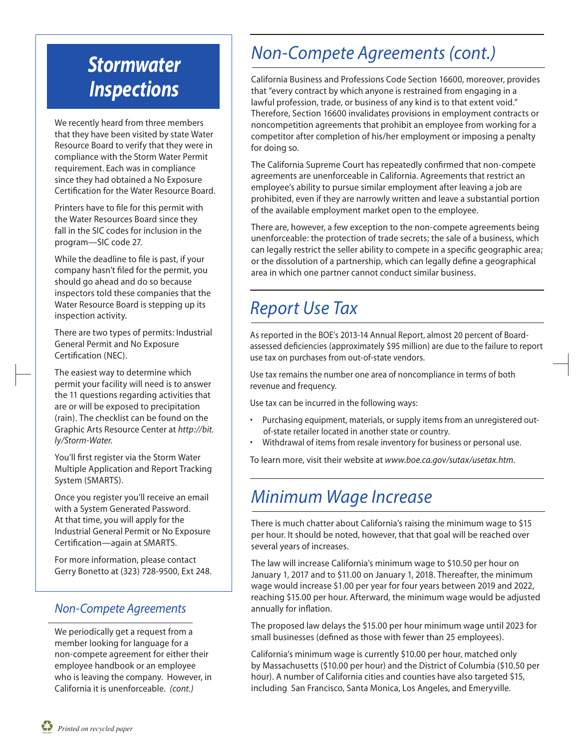# Stormwater Inspections

We recently heard from three members that they have been visited by state Water Resource Board to verify that they were in compliance with the Storm Water Permit requirement. Each was in compliance since they had obtained a No Exposure Certification for the Water Resource Board.

Printers have to file for this permit with the Water Resources Board since they fall in the SIC codes for inclusion in the program—SIC code 27.

While the deadline to file is past, if your company hasn't filed for the permit, you should go ahead and do so because inspectors told these companies that the Water Resource Board is stepping up its inspection activity.

There are two types of permits: Industrial General Permit and No Exposure Certification (NEC).

The easiest way to determine which permit your facility will need is to answer the 11 questions regarding activities that are or will be exposed to precipitation (rain). The checklist can be found on the Graphic Arts Resource Center at *http://bit.ly/Storm-Water.*

You'll first register via the Storm Water Multiple Application and Report Tracking System (SMARTS).

Once you register you'll receive an email with a System Generated Password. At that time, you will apply for the Industrial General Permit or No Exposure Certification—again at SMARTS.

For more information, please contact Gerry Bonetto at (323) 728-9500, Ext 248.

## Non-Compete Agreements

We periodically get a request from a member looking for language for a non-compete agreement for either their employee handbook or an employee who is leaving the company. However, in California it is unenforceable. *(cont.)*

## Non-Compete Agreements (cont.)

California Business and Professions Code Section 16600, moreover, provides that "every contract by which anyone is restrained from engaging in a lawful profession, trade, or business of any kind is to that extent void." Therefore, Section 16600 invalidates provisions in employment contracts or noncompetition agreements that prohibit an employee from working for a competitor after completion of his/her employment or imposing a penalty for doing so.

The California Supreme Court has repeatedly confirmed that non-compete agreements are unenforceable in California. Agreements that restrict an employee's ability to pursue similar employment after leaving a job are prohibited, even if they are narrowly written and leave a substantial portion of the available employment market open to the employee.

There are, however, a few exception to the non-compete agreements being unenforceable: the protection of trade secrets; the sale of a business, which can legally restrict the seller ability to compete in a specific geographic area; or the dissolution of a partnership, which can legally define a geographical area in which one partner cannot conduct similar business.

## Report Use Tax

As reported in the BOE's 2013-14 Annual Report, almost 20 percent of Board-assessed deficiencies (approximately $95 million) are due to the failure to report use tax on purchases from out-of-state vendors.

Use tax remains the number one area of noncompliance in terms of both revenue and frequency.

Use tax can be incurred in the following ways:

- Purchasing equipment, materials, or supply items from an unregistered out-of-state retailer located in another state or country.
- Withdrawal of items from resale inventory for business or personal use.

To learn more, visit their website at *www.boe.ca.gov/sutax/usetax.htm*.

## Minimum Wage Increase

There is much chatter about California's raising the minimum wage to $15 per hour. It should be noted, however, that that goal will be reached over several years of increases.

The law will increase California's minimum wage to $10.50 per hour on January 1, 2017 and to $11.00 on January 1, 2018. Thereafter, the minimum wage would increase $1.00 per year for four years between 2019 and 2022, reaching $15.00 per hour. Afterward, the minimum wage would be adjusted annually for inflation.

The proposed law delays the $15.00 per hour minimum wage until 2023 for small businesses (defined as those with fewer than 25 employees).

California's minimum wage is currently $10.00 per hour, matched only by Massachusetts ($10.00 per hour) and the District of Columbia ($10.50 per hour). A number of California cities and counties have also targeted $15, including San Francisco, Santa Monica, Los Angeles, and Emeryville.

*Printed on recycled paper*